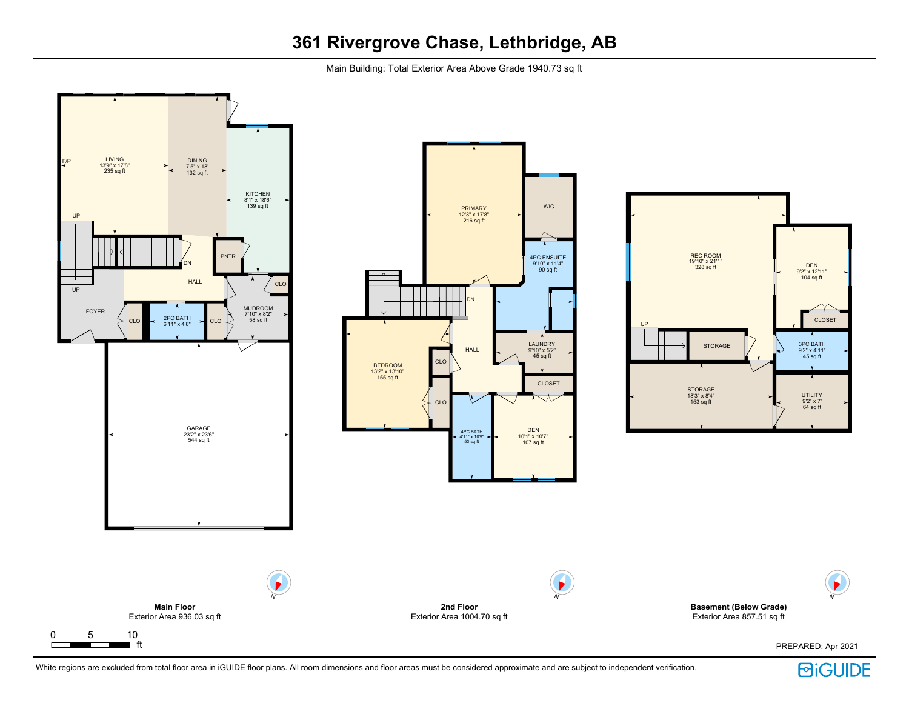# 361 Rivergrove Chase, Lethbridge, AB

Main Building: Total Exterior Area Above Grade 1940.73 sq ft

## Main Floor

Exterior Area 936.03 sq ft

- F/P
- LIVING 13'9" x 17'8" 235 sq ft
- DINING 7'5" x 18' 132 sq ft
- KITCHEN 8'1" x 18'6" 139 sq ft
- UP
- DN
- PNTR
- HALL
- UP
- CLO
- FOYER
- CLO
- 2PC BATH 6'11" x 4'8"
- CLO
- MUDROOM 7'10" x 8'2" 58 sq ft
- GARAGE 23'2" x 23'6" 544 sq ft

## 2nd Floor

Exterior Area 1004.70 sq ft

- PRIMARY 12'3" x 17'8" 216 sq ft
- WIC
- 4PC ENSUITE 9'10" x 11'4" 90 sq ft
- DN
- LAUNDRY 9'10" x 5'2" 45 sq ft
- HALL
- CLO
- BEDROOM 13'2" x 13'10" 155 sq ft
- CLOSET
- CLO
- 4PC BATH 4'11" x 10'9" 53 sq ft
- DEN 10'1" x 10'7" 107 sq ft

## Basement (Below Grade)

Exterior Area 857.51 sq ft

- REC ROOM 19'10" x 21'1" 328 sq ft
- DEN 9'2" x 12'11" 104 sq ft
- CLOSET
- UP
- STORAGE
- 3PC BATH 9'2" x 4'11" 45 sq ft
- STORAGE 18'3" x 8'4" 153 sq ft
- UTILITY 9'2" x 7' 64 sq ft

0 5 10 ft

PREPARED: Apr 2021

White regions are excluded from total floor area in iGUIDE floor plans. All room dimensions and floor areas must be considered approximate and are subject to independent verification.

iGUIDE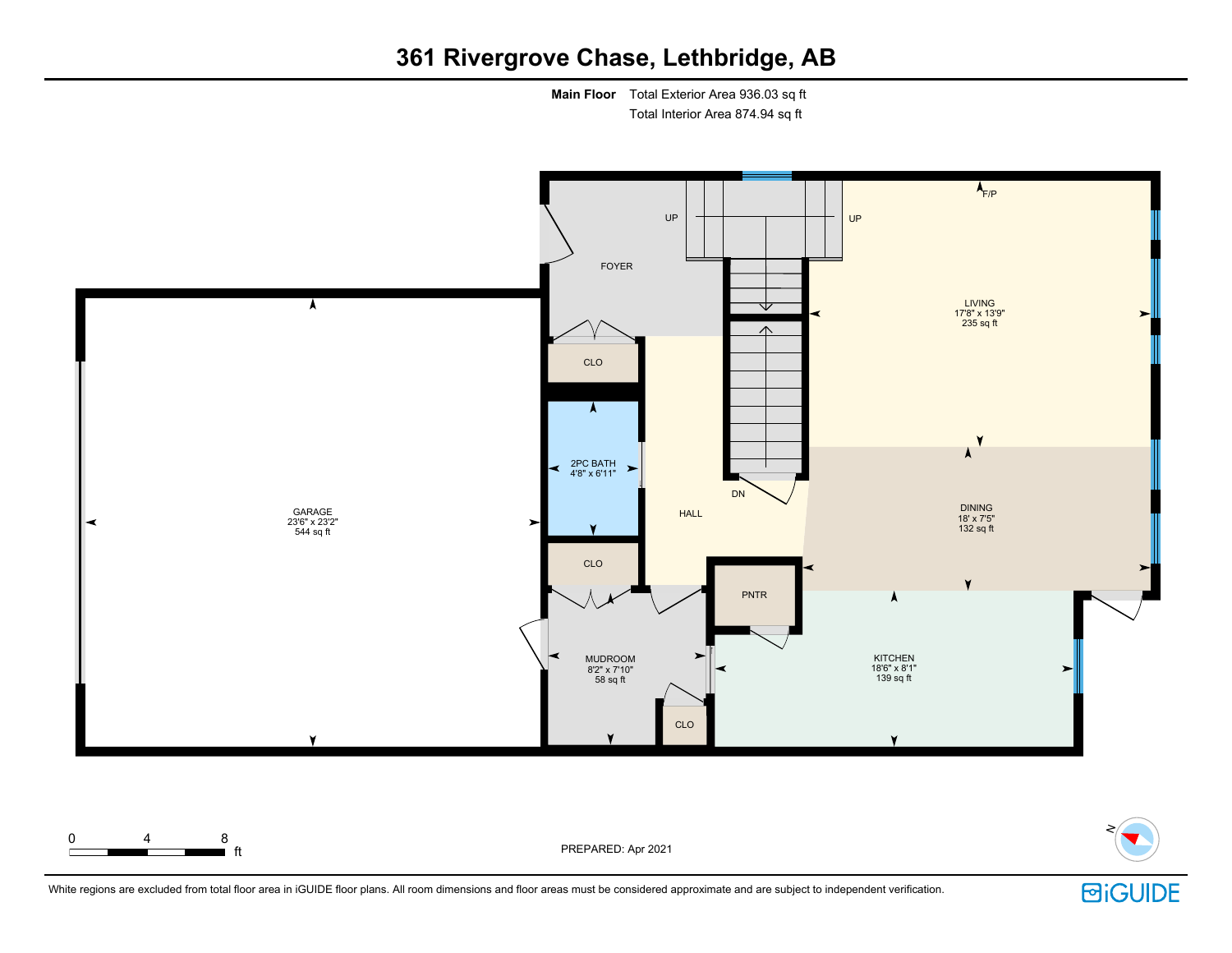# 361 Rivergrove Chase, Lethbridge, AB

**Main Floor** Total Exterior Area 936.03 sq ft
Total Interior Area 874.94 sq ft

FOYER

UP

UP

F/P

LIVING
17'8" x 13'9"
235 sq ft

CLO

2PC BATH
4'8" x 6'11"

HALL

DN

DINING
18' x 7'5"
132 sq ft

GARAGE
23'6" x 23'2"
544 sq ft

CLO

PNTR

MUDROOM
8'2" x 7'10"
58 sq ft

KITCHEN
18'6" x 8'1"
139 sq ft

CLO

0 4 8 ft

PREPARED: Apr 2021

N

White regions are excluded from total floor area in iGUIDE floor plans. All room dimensions and floor areas must be considered approximate and are subject to independent verification.

iGUIDE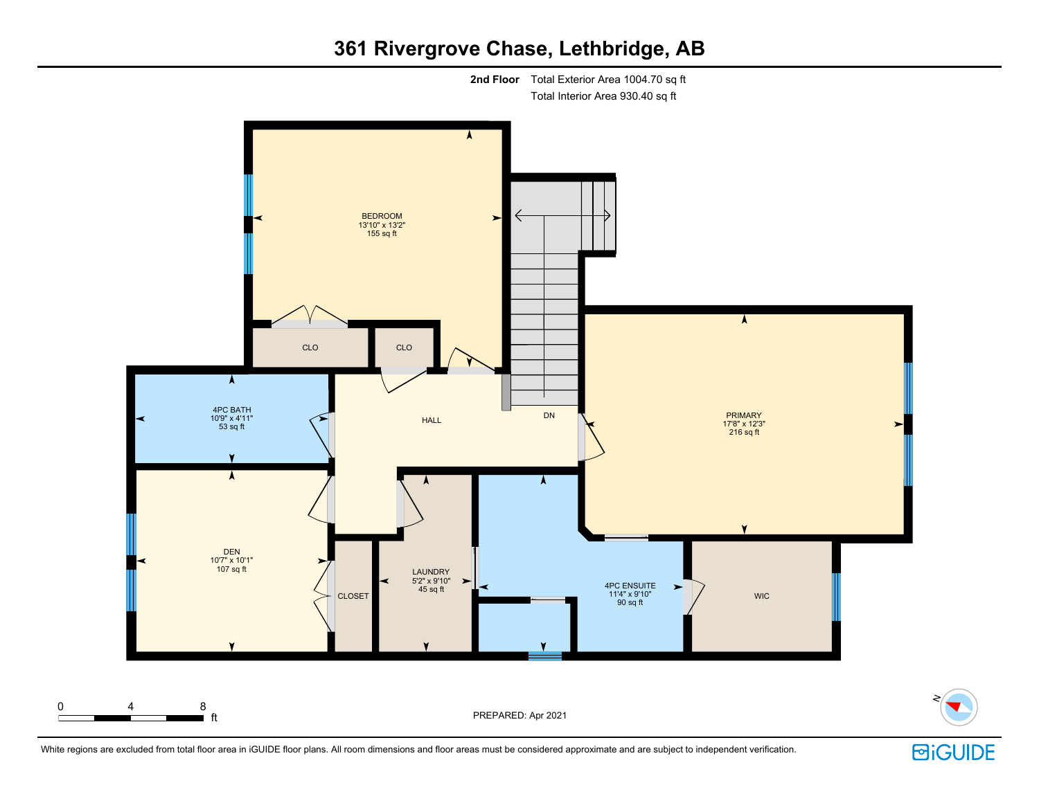# 361 Rivergrove Chase, Lethbridge, AB

**2nd Floor** Total Exterior Area 1004.70 sq ft

Total Interior Area 930.40 sq ft

BEDROOM
13'10" x 13'2"
155 sq ft

CLO

CLO

4PC BATH
10'9" x 4'11"
53 sq ft

HALL

DN

PRIMARY
17'8" x 12'3"
216 sq ft

DEN
10'7" x 10'1"
107 sq ft

CLOSET

LAUNDRY
5'2" x 9'10"
45 sq ft

4PC ENSUITE
11'4" x 9'10"
90 sq ft

WIC

0 4 8 ft

PREPARED: Apr 2021

N

White regions are excluded from total floor area in iGUIDE floor plans. All room dimensions and floor areas must be considered approximate and are subject to independent verification.

iGUIDE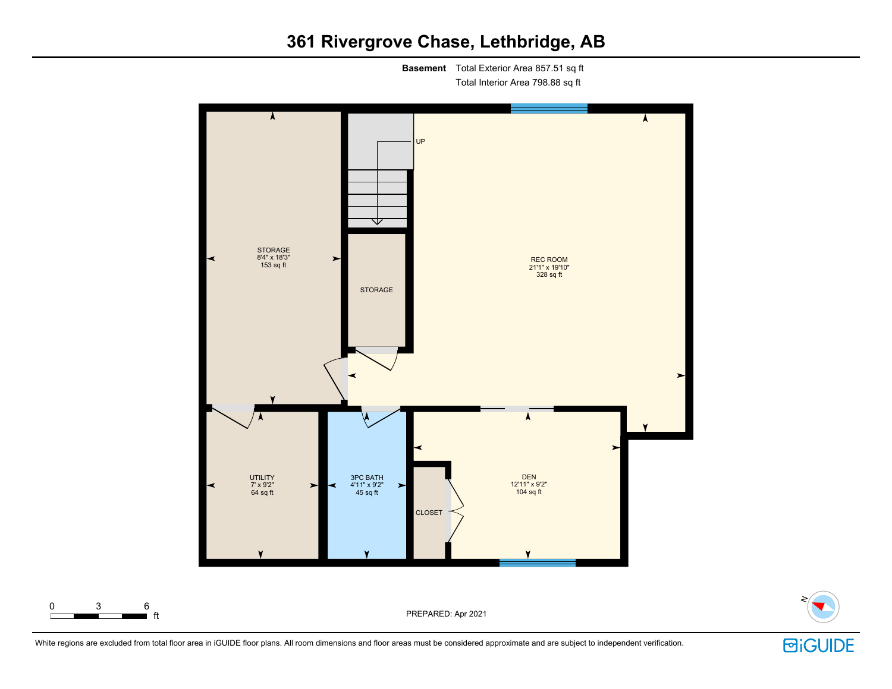# 361 Rivergrove Chase, Lethbridge, AB

**Basement** Total Exterior Area 857.51 sq ft
Total Interior Area 798.88 sq ft

STORAGE
8'4" x 18'3"
153 sq ft

UP

STORAGE

REC ROOM
21'1" x 19'10"
328 sq ft

UTILITY
7' x 9'2"
64 sq ft

3PC BATH
4'11" x 9'2"
45 sq ft

CLOSET

DEN
12'11" x 9'2"
104 sq ft

0 3 6 ft

PREPARED: Apr 2021

N

White regions are excluded from total floor area in iGUIDE floor plans. All room dimensions and floor areas must be considered approximate and are subject to independent verification.

iGUIDE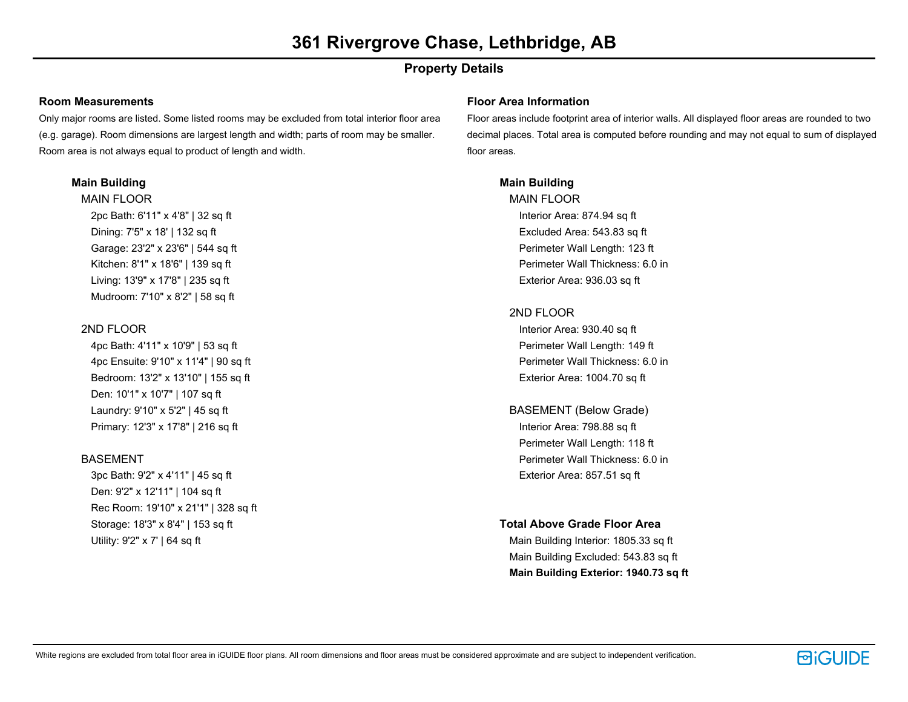# 361 Rivergrove Chase, Lethbridge, AB

## Property Details

### Room Measurements

Only major rooms are listed. Some listed rooms may be excluded from total interior floor area (e.g. garage). Room dimensions are largest length and width; parts of room may be smaller. Room area is not always equal to product of length and width.

#### Main Building

MAIN FLOOR

- 2pc Bath: 6'11" x 4'8" | 32 sq ft
- Dining: 7'5" x 18' | 132 sq ft
- Garage: 23'2" x 23'6" | 544 sq ft
- Kitchen: 8'1" x 18'6" | 139 sq ft
- Living: 13'9" x 17'8" | 235 sq ft
- Mudroom: 7'10" x 8'2" | 58 sq ft

2ND FLOOR

- 4pc Bath: 4'11" x 10'9" | 53 sq ft
- 4pc Ensuite: 9'10" x 11'4" | 90 sq ft
- Bedroom: 13'2" x 13'10" | 155 sq ft
- Den: 10'1" x 10'7" | 107 sq ft
- Laundry: 9'10" x 5'2" | 45 sq ft
- Primary: 12'3" x 17'8" | 216 sq ft

BASEMENT

- 3pc Bath: 9'2" x 4'11" | 45 sq ft
- Den: 9'2" x 12'11" | 104 sq ft
- Rec Room: 19'10" x 21'1" | 328 sq ft
- Storage: 18'3" x 8'4" | 153 sq ft
- Utility: 9'2" x 7' | 64 sq ft

### Floor Area Information

Floor areas include footprint area of interior walls. All displayed floor areas are rounded to two decimal places. Total area is computed before rounding and may not equal to sum of displayed floor areas.

#### Main Building

MAIN FLOOR

- Interior Area: 874.94 sq ft
- Excluded Area: 543.83 sq ft
- Perimeter Wall Length: 123 ft
- Perimeter Wall Thickness: 6.0 in
- Exterior Area: 936.03 sq ft

2ND FLOOR

- Interior Area: 930.40 sq ft
- Perimeter Wall Length: 149 ft
- Perimeter Wall Thickness: 6.0 in
- Exterior Area: 1004.70 sq ft

BASEMENT (Below Grade)

- Interior Area: 798.88 sq ft
- Perimeter Wall Length: 118 ft
- Perimeter Wall Thickness: 6.0 in
- Exterior Area: 857.51 sq ft

#### Total Above Grade Floor Area

- Main Building Interior: 1805.33 sq ft
- Main Building Excluded: 543.83 sq ft
- **Main Building Exterior: 1940.73 sq ft**

White regions are excluded from total floor area in iGUIDE floor plans. All room dimensions and floor areas must be considered approximate and are subject to independent verification.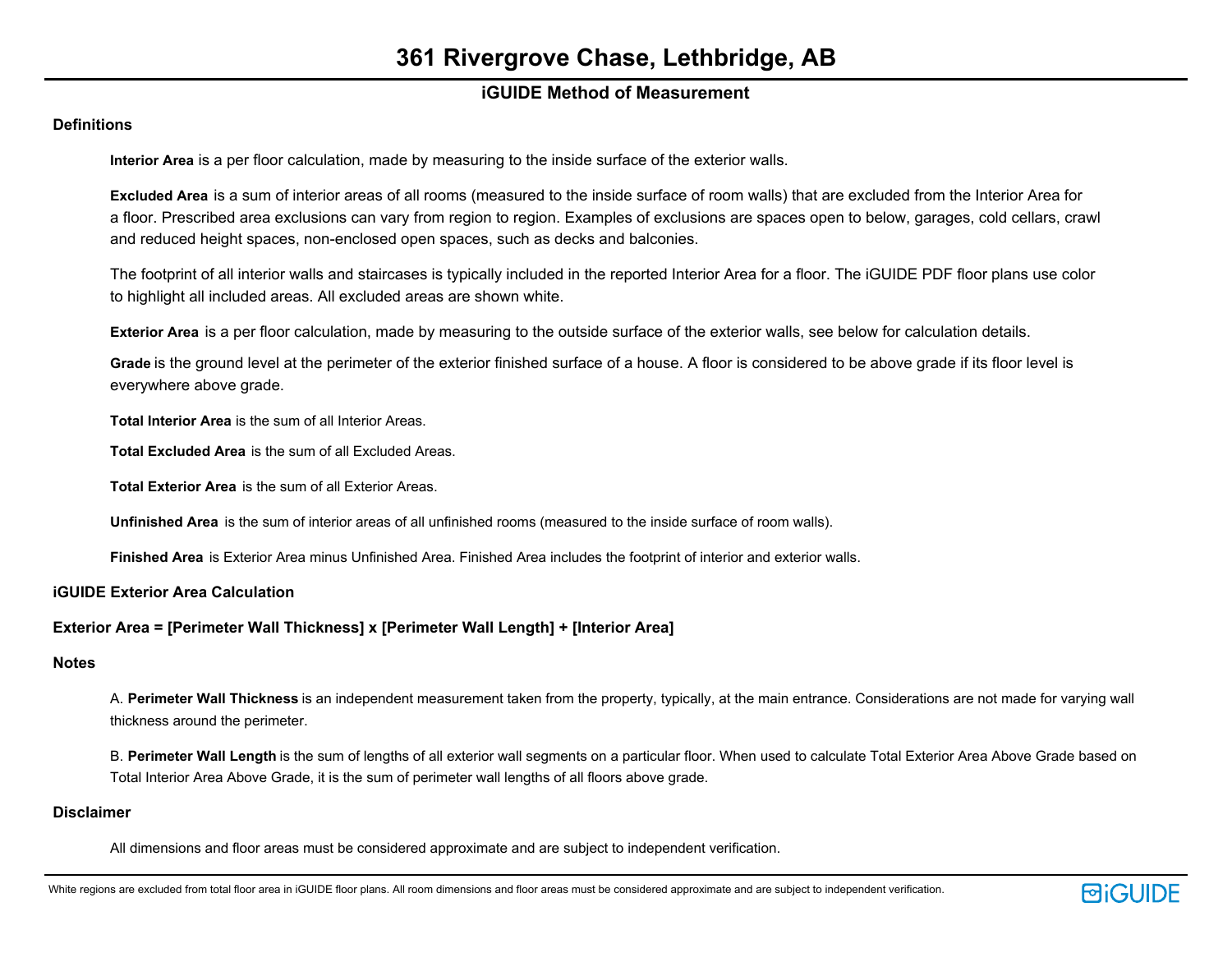# 361 Rivergrove Chase, Lethbridge, AB

## iGUIDE Method of Measurement

### Definitions

**Interior Area** is a per floor calculation, made by measuring to the inside surface of the exterior walls.

**Excluded Area** is a sum of interior areas of all rooms (measured to the inside surface of room walls) that are excluded from the Interior Area for a floor. Prescribed area exclusions can vary from region to region. Examples of exclusions are spaces open to below, garages, cold cellars, crawl and reduced height spaces, non-enclosed open spaces, such as decks and balconies.

The footprint of all interior walls and staircases is typically included in the reported Interior Area for a floor. The iGUIDE PDF floor plans use color to highlight all included areas. All excluded areas are shown white.

**Exterior Area** is a per floor calculation, made by measuring to the outside surface of the exterior walls, see below for calculation details.

**Grade** is the ground level at the perimeter of the exterior finished surface of a house. A floor is considered to be above grade if its floor level is everywhere above grade.

**Total Interior Area** is the sum of all Interior Areas.

**Total Excluded Area** is the sum of all Excluded Areas.

**Total Exterior Area** is the sum of all Exterior Areas.

**Unfinished Area** is the sum of interior areas of all unfinished rooms (measured to the inside surface of room walls).

**Finished Area** is Exterior Area minus Unfinished Area. Finished Area includes the footprint of interior and exterior walls.

### iGUIDE Exterior Area Calculation

**Exterior Area = [Perimeter Wall Thickness] x [Perimeter Wall Length] + [Interior Area]**

### Notes

A. **Perimeter Wall Thickness** is an independent measurement taken from the property, typically, at the main entrance. Considerations are not made for varying wall thickness around the perimeter.

B. **Perimeter Wall Length** is the sum of lengths of all exterior wall segments on a particular floor. When used to calculate Total Exterior Area Above Grade based on Total Interior Area Above Grade, it is the sum of perimeter wall lengths of all floors above grade.

### Disclaimer

All dimensions and floor areas must be considered approximate and are subject to independent verification.

White regions are excluded from total floor area in iGUIDE floor plans. All room dimensions and floor areas must be considered approximate and are subject to independent verification.